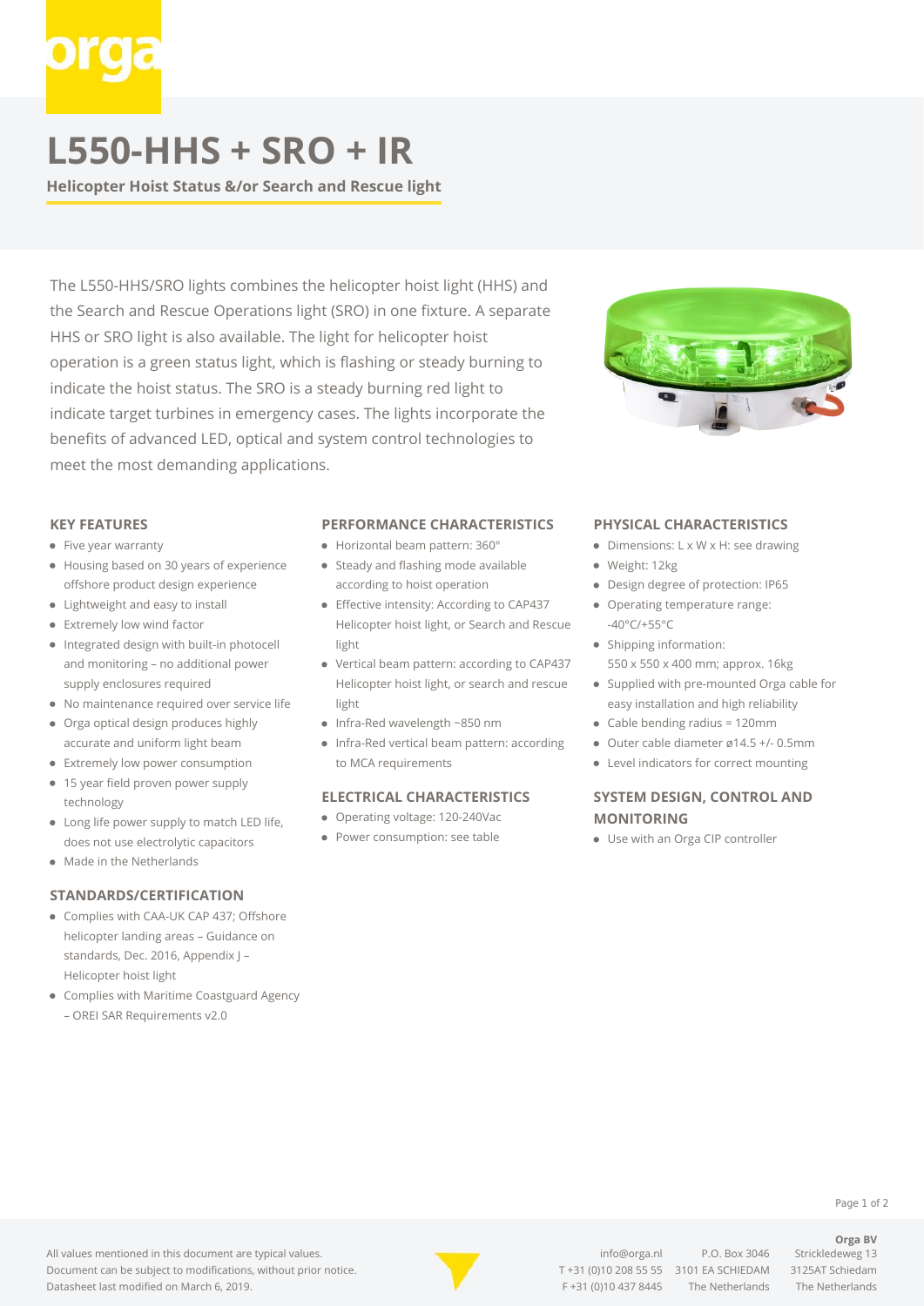# L550-HHS + SRO + IR

**Helicopter Hoist Status &/or Search and Rescue light**

The L550-HHS/SRO lights combines the helicopter hoist light (HHS) and the Search and Rescue Operations light (SRO) in one fixture. A separate HHS or SRO light is also available. The light for helicopter hoist operation is a green status light, which is flashing or steady burning to indicate the hoist status. The SRO is a steady burning red light to indicate target turbines in emergency cases. The lights incorporate the benefits of advanced LED, optical and system control technologies to meet the most demanding applications.

## KEY FEATURES

- Five year warranty
- Housing based on 30 years of experience offshore product design experience
- Lightweight and easy to install
- Extremely low wind factor
- Integrated design with built-in photocell and monitoring – no additional power supply enclosures required
- No maintenance required over service life
- Orga optical design produces highly accurate and uniform light beam
- Extremely low power consumption
- 15 year field proven power supply technology
- Long life power supply to match LED life, does not use electrolytic capacitors
- Made in the Netherlands

## STANDARDS/CERTIFICATION

- Complies with CAA-UK CAP 437; Offshore helicopter landing areas – Guidance on standards, Dec. 2016, Appendix J – Helicopter hoist light
- Complies with Maritime Coastguard Agency – OREI SAR Requirements v2.0

## PERFORMANCE CHARACTERISTICS

- Horizontal beam pattern: 360°
- Steady and flashing mode available according to hoist operation
- Effective intensity: According to CAP437 Helicopter hoist light, or Search and Rescue light
- Vertical beam pattern: according to CAP437 Helicopter hoist light, or search and rescue light
- Infra-Red wavelength ~850 nm
- Infra-Red vertical beam pattern: according to MCA requirements

## ELECTRICAL CHARACTERISTICS

- Operating voltage: 120-240Vac
- Power consumption: see table

## PHYSICAL CHARACTERISTICS

- Dimensions: L x W x H: see drawing
- Weight: 12kg
- Design degree of protection: IP65
- Operating temperature range: -40°C/+55°C
- Shipping information: 550 x 550 x 400 mm; approx. 16kg
- Supplied with pre-mounted Orga cable for easy installation and high reliability
- Cable bending radius = 120mm
- Outer cable diameter ø14.5 +/- 0.5mm
- Level indicators for correct mounting

## SYSTEM DESIGN, CONTROL AND MONITORING

- Use with an Orga CIP controller

All values mentioned in this document are typical values.
Document can be subject to modifications, without prior notice.
Datasheet last modified on March 6, 2019.

info@orga.nl
T +31 (0)10 208 55 55
F +31 (0)10 437 8445

P.O. Box 3046
3101 EA SCHIEDAM
The Netherlands

**Orga BV**
Strickledeweg 13
3125AT Schiedam
The Netherlands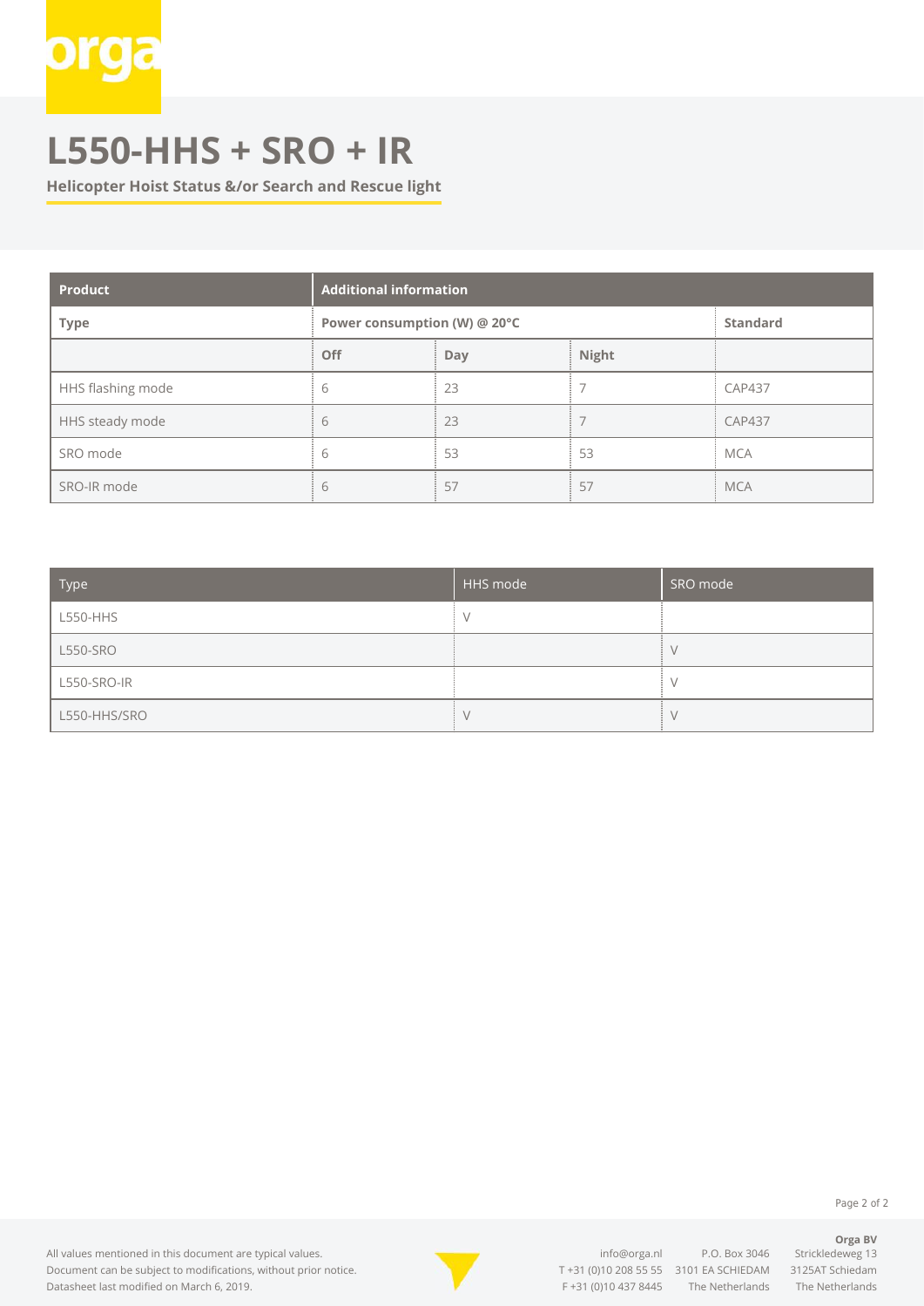# L550-HHS + SRO + IR

**Helicopter Hoist Status &/or Search and Rescue light**

| Product | Additional information | | | |
|---|---|---|---|---|
| **Type** | **Power consumption (W) @ 20°C** | | | **Standard** |
| | **Off** | **Day** | **Night** | |
| HHS flashing mode | 6 | 23 | 7 | CAP437 |
| HHS steady mode | 6 | 23 | 7 | CAP437 |
| SRO mode | 6 | 53 | 53 | MCA |
| SRO-IR mode | 6 | 57 | 57 | MCA |

| Type | HHS mode | SRO mode |
|---|---|---|
| L550-HHS | V | |
| L550-SRO | | V |
| L550-SRO-IR | | V |
| L550-HHS/SRO | V | V |

All values mentioned in this document are typical values.
Document can be subject to modifications, without prior notice.
Datasheet last modified on March 6, 2019.

info@orga.nl
T +31 (0)10 208 55 55
F +31 (0)10 437 8445

P.O. Box 3046
3101 EA SCHIEDAM
The Netherlands

**Orga BV**
Strickledeweg 13
3125AT Schiedam
The Netherlands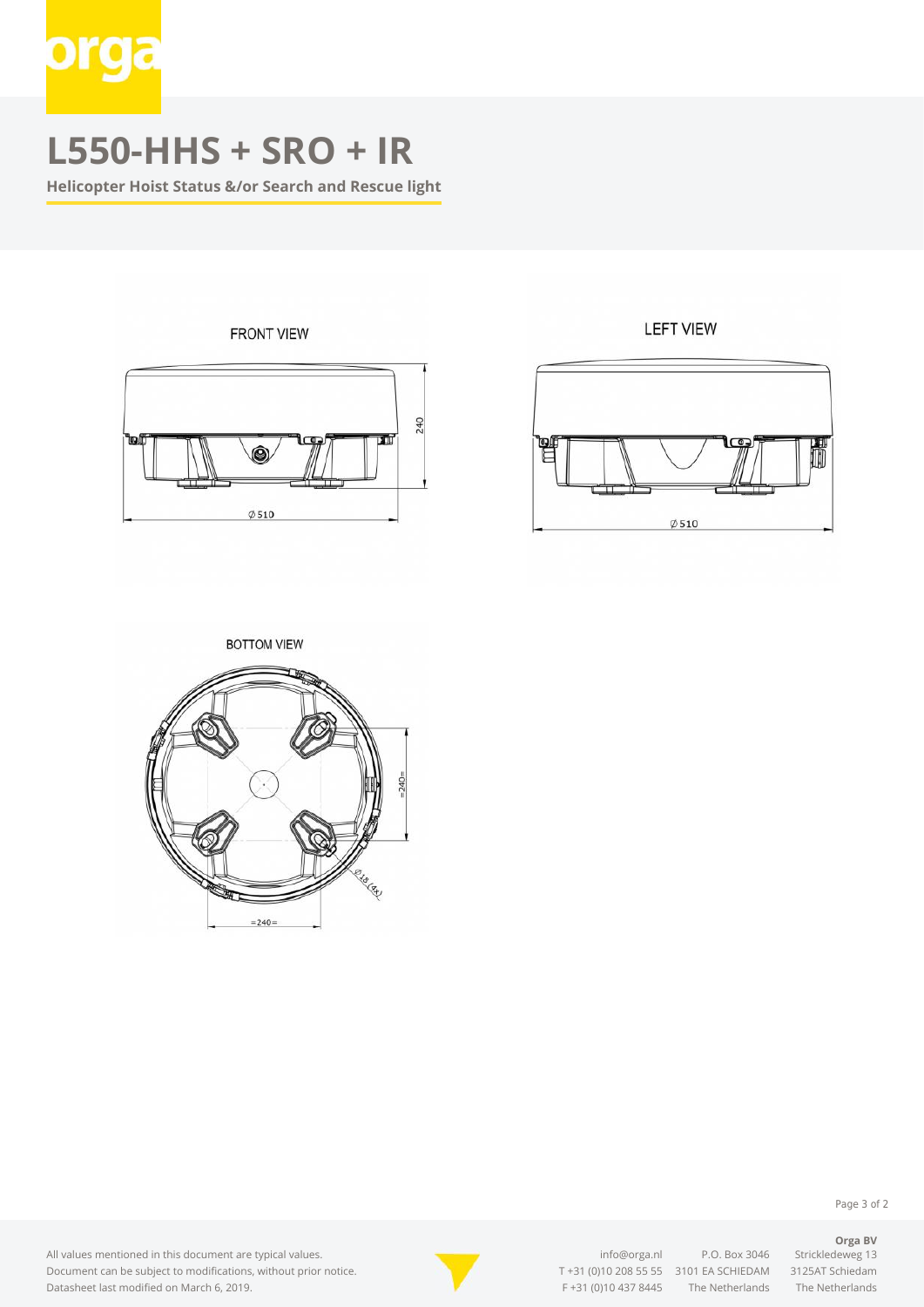# L550-HHS + SRO + IR

**Helicopter Hoist Status &/or Search and Rescue light**

FRONT VIEW

240

Ø510

LEFT VIEW

Ø510

BOTTOM VIEW

=240=

Ø18 (4x)

=240=

All values mentioned in this document are typical values.
Document can be subject to modifications, without prior notice.
Datasheet last modified on March 6, 2019.

info@orga.nl
T +31 (0)10 208 55 55
F +31 (0)10 437 8445

P.O. Box 3046
3101 EA SCHIEDAM
The Netherlands

**Orga BV**
Strickledeweg 13
3125AT Schiedam
The Netherlands